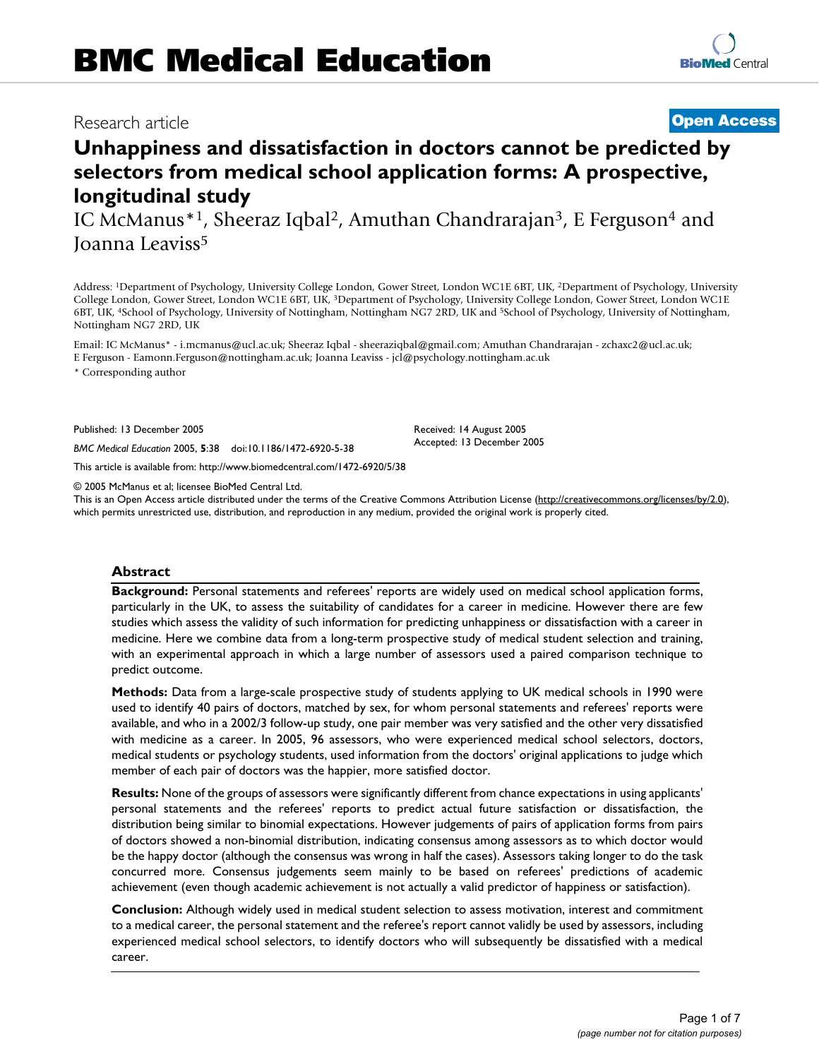# BMC Medical Education

Research article

**Open Access**

# Unhappiness and dissatisfaction in doctors cannot be predicted by selectors from medical school application forms: A prospective, longitudinal study

IC McManus*[1], Sheeraz Iqbal[2], Amuthan Chandrarajan[3], E Ferguson[4] and Joanna Leaviss[5]

Address: [1]Department of Psychology, University College London, Gower Street, London WC1E 6BT, UK, [2]Department of Psychology, University College London, Gower Street, London WC1E 6BT, UK, [3]Department of Psychology, University College London, Gower Street, London WC1E 6BT, UK, [4]School of Psychology, University of Nottingham, Nottingham NG7 2RD, UK and [5]School of Psychology, University of Nottingham, Nottingham NG7 2RD, UK

Email: IC McManus* - i.mcmanus@ucl.ac.uk; Sheeraz Iqbal - sheeraziqbal@gmail.com; Amuthan Chandrarajan - zchaxc2@ucl.ac.uk; E Ferguson - Eamonn.Ferguson@nottingham.ac.uk; Joanna Leaviss - jcl@psychology.nottingham.ac.uk

\* Corresponding author

Published: 13 December 2005

*BMC Medical Education* 2005, **5**:38 doi:10.1186/1472-6920-5-38

Received: 14 August 2005
Accepted: 13 December 2005

This article is available from: http://www.biomedcentral.com/1472-6920/5/38

© 2005 McManus et al; licensee BioMed Central Ltd.
This is an Open Access article distributed under the terms of the Creative Commons Attribution License (http://creativecommons.org/licenses/by/2.0), which permits unrestricted use, distribution, and reproduction in any medium, provided the original work is properly cited.

## Abstract

**Background:** Personal statements and referees' reports are widely used on medical school application forms, particularly in the UK, to assess the suitability of candidates for a career in medicine. However there are few studies which assess the validity of such information for predicting unhappiness or dissatisfaction with a career in medicine. Here we combine data from a long-term prospective study of medical student selection and training, with an experimental approach in which a large number of assessors used a paired comparison technique to predict outcome.

**Methods:** Data from a large-scale prospective study of students applying to UK medical schools in 1990 were used to identify 40 pairs of doctors, matched by sex, for whom personal statements and referees' reports were available, and who in a 2002/3 follow-up study, one pair member was very satisfied and the other very dissatisfied with medicine as a career. In 2005, 96 assessors, who were experienced medical school selectors, doctors, medical students or psychology students, used information from the doctors' original applications to judge which member of each pair of doctors was the happier, more satisfied doctor.

**Results:** None of the groups of assessors were significantly different from chance expectations in using applicants' personal statements and the referees' reports to predict actual future satisfaction or dissatisfaction, the distribution being similar to binomial expectations. However judgements of pairs of application forms from pairs of doctors showed a non-binomial distribution, indicating consensus among assessors as to which doctor would be the happy doctor (although the consensus was wrong in half the cases). Assessors taking longer to do the task concurred more. Consensus judgements seem mainly to be based on referees' predictions of academic achievement (even though academic achievement is not actually a valid predictor of happiness or satisfaction).

**Conclusion:** Although widely used in medical student selection to assess motivation, interest and commitment to a medical career, the personal statement and the referee's report cannot validly be used by assessors, including experienced medical school selectors, to identify doctors who will subsequently be dissatisfied with a medical career.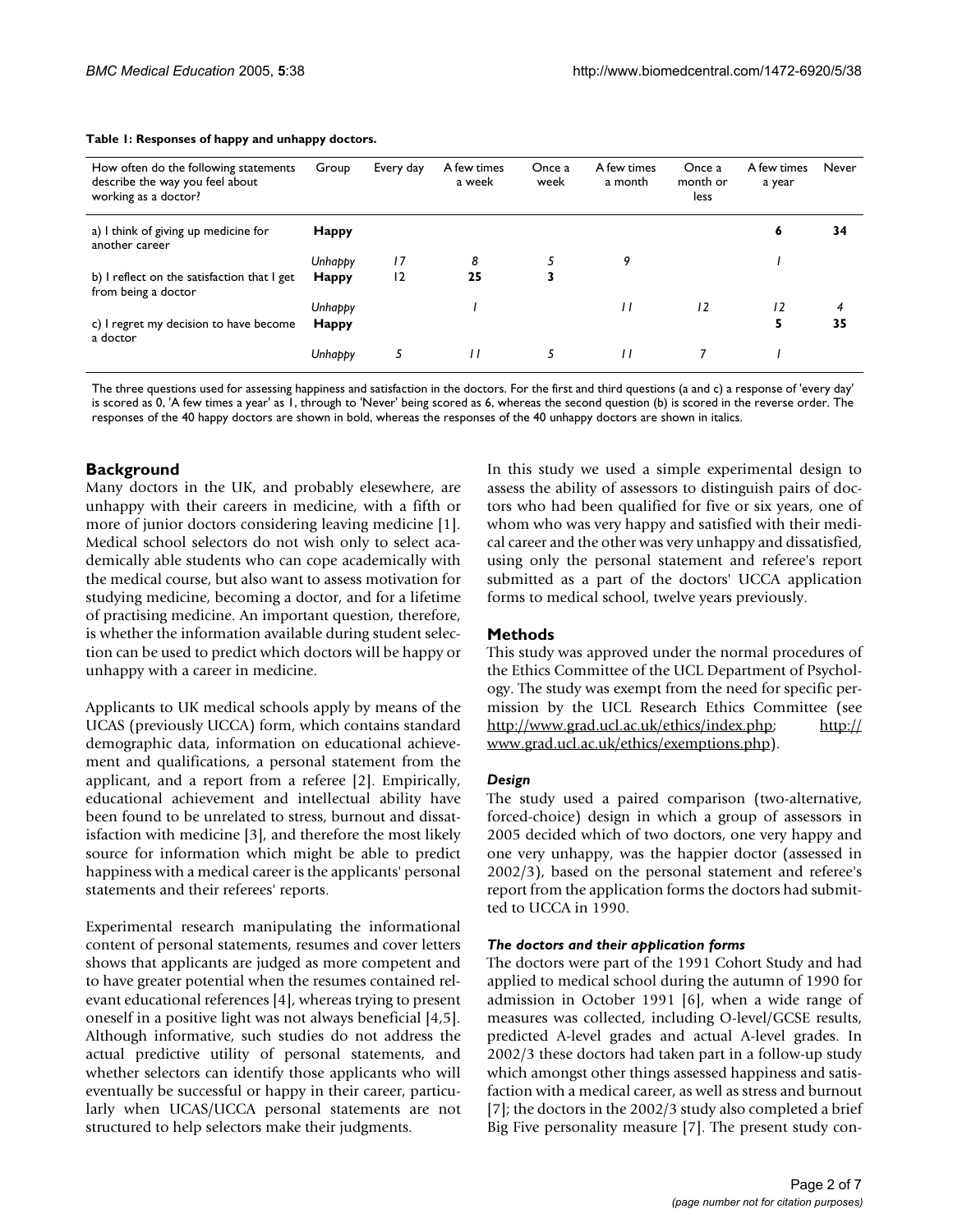**Table 1: Responses of happy and unhappy doctors.**

| How often do the following statements describe the way you feel about working as a doctor? | Group | Every day | A few times a week | Once a week | A few times a month | Once a month or less | A few times a year | Never |
|---|---|---|---|---|---|---|---|---|
| a) I think of giving up medicine for another career | **Happy** | | | | | | **6** | **34** |
| | *Unhappy* | *17* | *8* | *5* | *9* | | *1* | |
| b) I reflect on the satisfaction that I get from being a doctor | **Happy** | **12** | **25** | **3** | | | | |
| | *Unhappy* | | *1* | | *11* | *12* | *12* | *4* |
| c) I regret my decision to have become a doctor | **Happy** | | | | | | **5** | **35** |
| | *Unhappy* | *5* | *11* | *5* | *11* | *7* | *1* | |

The three questions used for assessing happiness and satisfaction in the doctors. For the first and third questions (a and c) a response of 'every day' is scored as 0, 'A few times a year' as 1, through to 'Never' being scored as 6, whereas the second question (b) is scored in the reverse order. The responses of the 40 happy doctors are shown in bold, whereas the responses of the 40 unhappy doctors are shown in italics.

## Background

Many doctors in the UK, and probably elsewhere, are unhappy with their careers in medicine, with a fifth or more of junior doctors considering leaving medicine [1]. Medical school selectors do not wish only to select academically able students who can cope academically with the medical course, but also want to assess motivation for studying medicine, becoming a doctor, and for a lifetime of practising medicine. An important question, therefore, is whether the information available during student selection can be used to predict which doctors will be happy or unhappy with a career in medicine.

Applicants to UK medical schools apply by means of the UCAS (previously UCCA) form, which contains standard demographic data, information on educational achievement and qualifications, a personal statement from the applicant, and a report from a referee [2]. Empirically, educational achievement and intellectual ability have been found to be unrelated to stress, burnout and dissatisfaction with medicine [3], and therefore the most likely source for information which might be able to predict happiness with a medical career is the applicants' personal statements and their referees' reports.

Experimental research manipulating the informational content of personal statements, resumes and cover letters shows that applicants are judged as more competent and to have greater potential when the resumes contained relevant educational references [4], whereas trying to present oneself in a positive light was not always beneficial [4,5]. Although informative, such studies do not address the actual predictive utility of personal statements, and whether selectors can identify those applicants who will eventually be successful or happy in their career, particularly when UCAS/UCCA personal statements are not structured to help selectors make their judgments.

In this study we used a simple experimental design to assess the ability of assessors to distinguish pairs of doctors who had been qualified for five or six years, one of whom who was very happy and satisfied with their medical career and the other was very unhappy and dissatisfied, using only the personal statement and referee's report submitted as a part of the doctors' UCCA application forms to medical school, twelve years previously.

## Methods

This study was approved under the normal procedures of the Ethics Committee of the UCL Department of Psychology. The study was exempt from the need for specific permission by the UCL Research Ethics Committee (see http://www.grad.ucl.ac.uk/ethics/index.php; http://www.grad.ucl.ac.uk/ethics/exemptions.php).

### *Design*

The study used a paired comparison (two-alternative, forced-choice) design in which a group of assessors in 2005 decided which of two doctors, one very happy and one very unhappy, was the happier doctor (assessed in 2002/3), based on the personal statement and referee's report from the application forms the doctors had submitted to UCCA in 1990.

### *The doctors and their application forms*

The doctors were part of the 1991 Cohort Study and had applied to medical school during the autumn of 1990 for admission in October 1991 [6], when a wide range of measures was collected, including O-level/GCSE results, predicted A-level grades and actual A-level grades. In 2002/3 these doctors had taken part in a follow-up study which amongst other things assessed happiness and satisfaction with a medical career, as well as stress and burnout [7]; the doctors in the 2002/3 study also completed a brief Big Five personality measure [7]. The present study con-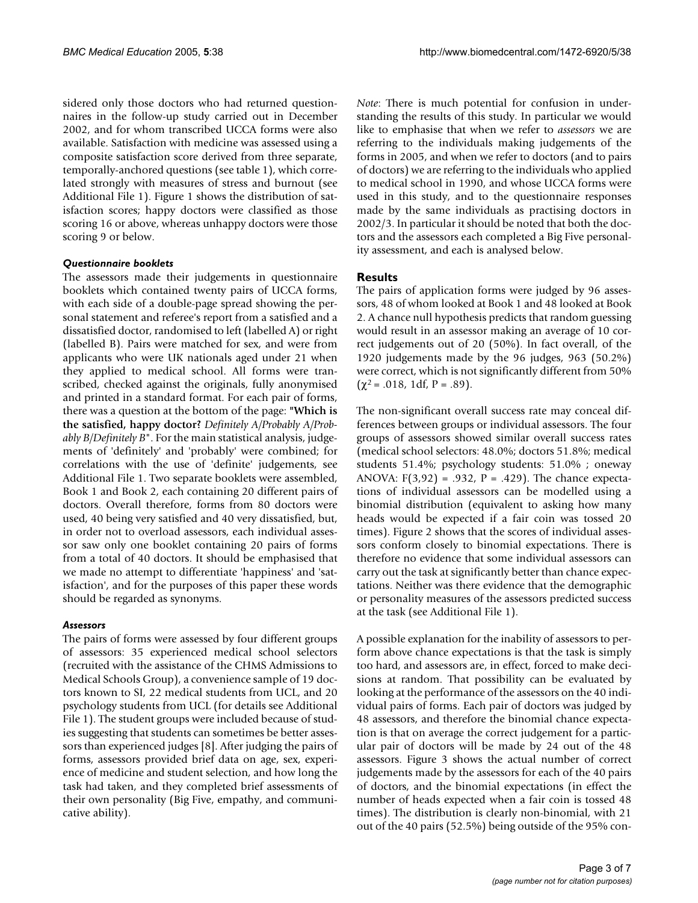sidered only those doctors who had returned questionnaires in the follow-up study carried out in December 2002, and for whom transcribed UCCA forms were also available. Satisfaction with medicine was assessed using a composite satisfaction score derived from three separate, temporally-anchored questions (see table 1), which correlated strongly with measures of stress and burnout (see Additional File 1). Figure 1 shows the distribution of satisfaction scores; happy doctors were classified as those scoring 16 or above, whereas unhappy doctors were those scoring 9 or below.

### *Questionnaire booklets*

The assessors made their judgements in questionnaire booklets which contained twenty pairs of UCCA forms, with each side of a double-page spread showing the personal statement and referee's report from a satisfied and a dissatisfied doctor, randomised to left (labelled A) or right (labelled B). Pairs were matched for sex, and were from applicants who were UK nationals aged under 21 when they applied to medical school. All forms were transcribed, checked against the originals, fully anonymised and printed in a standard format. For each pair of forms, there was a question at the bottom of the page: **"Which is the satisfied, happy doctor?** *Definitely A/Probably A/Probably B/Definitely B*". For the main statistical analysis, judgements of 'definitely' and 'probably' were combined; for correlations with the use of 'definite' judgements, see Additional File 1. Two separate booklets were assembled, Book 1 and Book 2, each containing 20 different pairs of doctors. Overall therefore, forms from 80 doctors were used, 40 being very satisfied and 40 very dissatisfied, but, in order not to overload assessors, each individual assessor saw only one booklet containing 20 pairs of forms from a total of 40 doctors. It should be emphasised that we made no attempt to differentiate 'happiness' and 'satisfaction', and for the purposes of this paper these words should be regarded as synonyms.

### *Assessors*

The pairs of forms were assessed by four different groups of assessors: 35 experienced medical school selectors (recruited with the assistance of the CHMS Admissions to Medical Schools Group), a convenience sample of 19 doctors known to SI, 22 medical students from UCL, and 20 psychology students from UCL (for details see Additional File 1). The student groups were included because of studies suggesting that students can sometimes be better assessors than experienced judges [8]. After judging the pairs of forms, assessors provided brief data on age, sex, experience of medicine and student selection, and how long the task had taken, and they completed brief assessments of their own personality (Big Five, empathy, and communicative ability).

*Note*: There is much potential for confusion in understanding the results of this study. In particular we would like to emphasise that when we refer to *assessors* we are referring to the individuals making judgements of the forms in 2005, and when we refer to doctors (and to pairs of doctors) we are referring to the individuals who applied to medical school in 1990, and whose UCCA forms were used in this study, and to the questionnaire responses made by the same individuals as practising doctors in 2002/3. In particular it should be noted that both the doctors and the assessors each completed a Big Five personality assessment, and each is analysed below.

## Results

The pairs of application forms were judged by 96 assessors, 48 of whom looked at Book 1 and 48 looked at Book 2. A chance null hypothesis predicts that random guessing would result in an assessor making an average of 10 correct judgements out of 20 (50%). In fact overall, of the 1920 judgements made by the 96 judges, 963 (50.2%) were correct, which is not significantly different from 50% ($\chi^2 = .018$, 1df, $P = .89$).

The non-significant overall success rate may conceal differences between groups or individual assessors. The four groups of assessors showed similar overall success rates (medical school selectors: 48.0%; doctors 51.8%; medical students 51.4%; psychology students: 51.0% ; oneway ANOVA: $F(3,92) = .932$, $P = .429$). The chance expectations of individual assessors can be modelled using a binomial distribution (equivalent to asking how many heads would be expected if a fair coin was tossed 20 times). Figure 2 shows that the scores of individual assessors conform closely to binomial expectations. There is therefore no evidence that some individual assessors can carry out the task at significantly better than chance expectations. Neither was there evidence that the demographic or personality measures of the assessors predicted success at the task (see Additional File 1).

A possible explanation for the inability of assessors to perform above chance expectations is that the task is simply too hard, and assessors are, in effect, forced to make decisions at random. That possibility can be evaluated by looking at the performance of the assessors on the 40 individual pairs of forms. Each pair of doctors was judged by 48 assessors, and therefore the binomial chance expectation is that on average the correct judgement for a particular pair of doctors will be made by 24 out of the 48 assessors. Figure 3 shows the actual number of correct judgements made by the assessors for each of the 40 pairs of doctors, and the binomial expectations (in effect the number of heads expected when a fair coin is tossed 48 times). The distribution is clearly non-binomial, with 21 out of the 40 pairs (52.5%) being outside of the 95% con-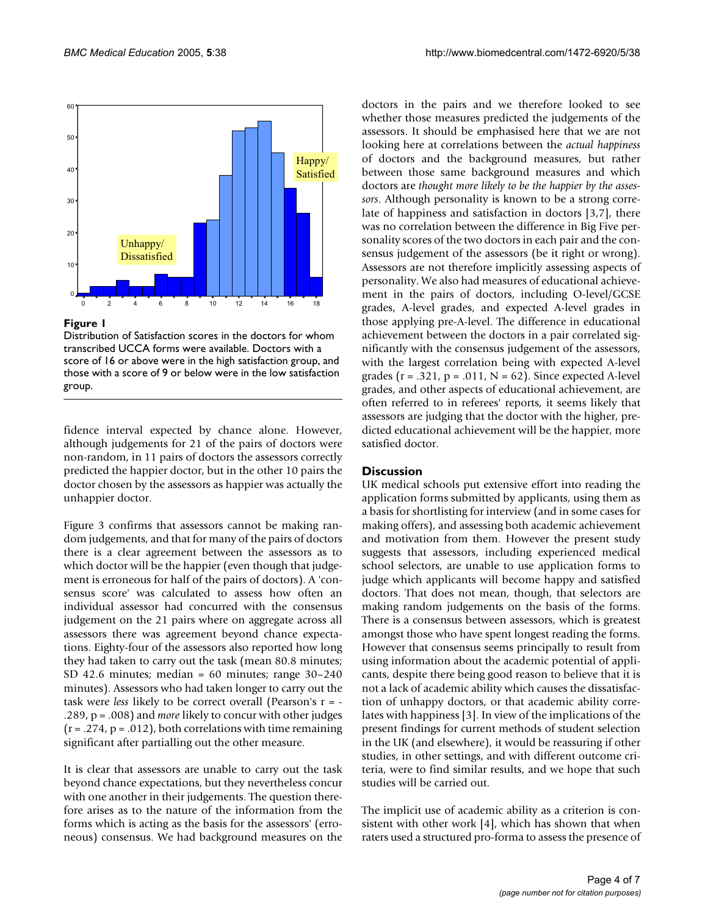60

50

40

30

20

10

0

0 2 4 6 8 10 12 14 16 18

Happy/
Satisfied

Unhappy/
Dissatisfied

**Figure 1**

Distribution of Satisfaction scores in the doctors for whom transcribed UCCA forms were available. Doctors with a score of 16 or above were in the high satisfaction group, and those with a score of 9 or below were in the low satisfaction group.

fidence interval expected by chance alone. However, although judgements for 21 of the pairs of doctors were non-random, in 11 pairs of doctors the assessors correctly predicted the happier doctor, but in the other 10 pairs the doctor chosen by the assessors as happier was actually the unhappier doctor.

Figure 3 confirms that assessors cannot be making random judgements, and that for many of the pairs of doctors there is a clear agreement between the assessors as to which doctor will be the happier (even though that judgement is erroneous for half of the pairs of doctors). A 'consensus score' was calculated to assess how often an individual assessor had concurred with the consensus judgement on the 21 pairs where on aggregate across all assessors there was agreement beyond chance expectations. Eighty-four of the assessors also reported how long they had taken to carry out the task (mean 80.8 minutes; SD 42.6 minutes; median = 60 minutes; range 30–240 minutes). Assessors who had taken longer to carry out the task were *less* likely to be correct overall (Pearson's $r = -.289$, $p = .008$) and *more* likely to concur with other judges ($r = .274$, $p = .012$), both correlations with time remaining significant after partialling out the other measure.

It is clear that assessors are unable to carry out the task beyond chance expectations, but they nevertheless concur with one another in their judgements. The question therefore arises as to the nature of the information from the forms which is acting as the basis for the assessors' (erroneous) consensus. We had background measures on the doctors in the pairs and we therefore looked to see whether those measures predicted the judgements of the assessors. It should be emphasised here that we are not looking here at correlations between the *actual happiness* of doctors and the background measures, but rather between those same background measures and which doctors are *thought more likely to be the happier by the assessors*. Although personality is known to be a strong correlate of happiness and satisfaction in doctors [3,7], there was no correlation between the difference in Big Five personality scores of the two doctors in each pair and the consensus judgement of the assessors (be it right or wrong). Assessors are not therefore implicitly assessing aspects of personality. We also had measures of educational achievement in the pairs of doctors, including O-level/GCSE grades, A-level grades, and expected A-level grades in those applying pre-A-level. The difference in educational achievement between the doctors in a pair correlated significantly with the consensus judgement of the assessors, with the largest correlation being with expected A-level grades ($r = .321$, $p = .011$, $N = 62$). Since expected A-level grades, and other aspects of educational achievement, are often referred to in referees' reports, it seems likely that assessors are judging that the doctor with the higher, predicted educational achievement will be the happier, more satisfied doctor.

## Discussion

UK medical schools put extensive effort into reading the application forms submitted by applicants, using them as a basis for shortlisting for interview (and in some cases for making offers), and assessing both academic achievement and motivation from them. However the present study suggests that assessors, including experienced medical school selectors, are unable to use application forms to judge which applicants will become happy and satisfied doctors. That does not mean, though, that selectors are making random judgements on the basis of the forms. There is a consensus between assessors, which is greatest amongst those who have spent longest reading the forms. However that consensus seems principally to result from using information about the academic potential of applicants, despite there being good reason to believe that it is not a lack of academic ability which causes the dissatisfaction of unhappy doctors, or that academic ability correlates with happiness [3]. In view of the implications of the present findings for current methods of student selection in the UK (and elsewhere), it would be reassuring if other studies, in other settings, and with different outcome criteria, were to find similar results, and we hope that such studies will be carried out.

The implicit use of academic ability as a criterion is consistent with other work [4], which has shown that when raters used a structured pro-forma to assess the presence of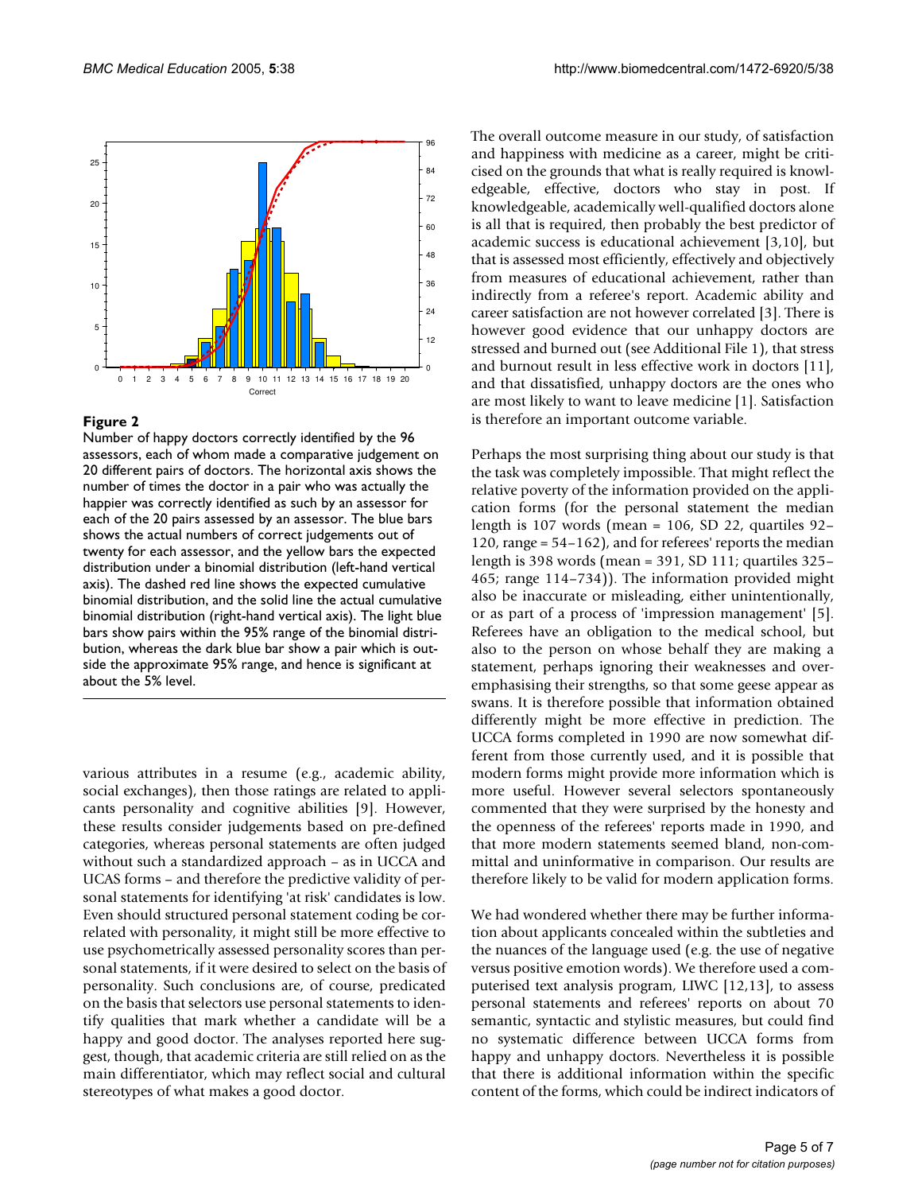**Figure 2**

Number of happy doctors correctly identified by the 96 assessors, each of whom made a comparative judgement on 20 different pairs of doctors. The horizontal axis shows the number of times the doctor in a pair who was actually the happier was correctly identified as such by an assessor for each of the 20 pairs assessed by an assessor. The blue bars shows the actual numbers of correct judgements out of twenty for each assessor, and the yellow bars the expected distribution under a binomial distribution (left-hand vertical axis). The dashed red line shows the expected cumulative binomial distribution, and the solid line the actual cumulative binomial distribution (right-hand vertical axis). The light blue bars show pairs within the 95% range of the binomial distribution, whereas the dark blue bar show a pair which is outside the approximate 95% range, and hence is significant at about the 5% level.

various attributes in a resume (e.g., academic ability, social exchanges), then those ratings are related to applicants personality and cognitive abilities [9]. However, these results consider judgements based on pre-defined categories, whereas personal statements are often judged without such a standardized approach – as in UCCA and UCAS forms – and therefore the predictive validity of personal statements for identifying 'at risk' candidates is low. Even should structured personal statement coding be correlated with personality, it might still be more effective to use psychometrically assessed personality scores than personal statements, if it were desired to select on the basis of personality. Such conclusions are, of course, predicated on the basis that selectors use personal statements to identify qualities that mark whether a candidate will be a happy and good doctor. The analyses reported here suggest, though, that academic criteria are still relied on as the main differentiator, which may reflect social and cultural stereotypes of what makes a good doctor.

The overall outcome measure in our study, of satisfaction and happiness with medicine as a career, might be criticised on the grounds that what is really required is knowledgeable, effective, doctors who stay in post. If knowledgeable, academically well-qualified doctors alone is all that is required, then probably the best predictor of academic success is educational achievement [3,10], but that is assessed most efficiently, effectively and objectively from measures of educational achievement, rather than indirectly from a referee's report. Academic ability and career satisfaction are not however correlated [3]. There is however good evidence that our unhappy doctors are stressed and burned out (see Additional File 1), that stress and burnout result in less effective work in doctors [11], and that dissatisfied, unhappy doctors are the ones who are most likely to want to leave medicine [1]. Satisfaction is therefore an important outcome variable.

Perhaps the most surprising thing about our study is that the task was completely impossible. That might reflect the relative poverty of the information provided on the application forms (for the personal statement the median length is 107 words (mean = 106, SD 22, quartiles 92–120, range = 54–162), and for referees' reports the median length is 398 words (mean = 391, SD 111; quartiles 325–465; range 114–734)). The information provided might also be inaccurate or misleading, either unintentionally, or as part of a process of 'impression management' [5]. Referees have an obligation to the medical school, but also to the person on whose behalf they are making a statement, perhaps ignoring their weaknesses and overemphasising their strengths, so that some geese appear as swans. It is therefore possible that information obtained differently might be more effective in prediction. The UCCA forms completed in 1990 are now somewhat different from those currently used, and it is possible that modern forms might provide more information which is more useful. However several selectors spontaneously commented that they were surprised by the honesty and the openness of the referees' reports made in 1990, and that more modern statements seemed bland, non-committal and uninformative in comparison. Our results are therefore likely to be valid for modern application forms.

We had wondered whether there may be further information about applicants concealed within the subtleties and the nuances of the language used (e.g. the use of negative versus positive emotion words). We therefore used a computerised text analysis program, LIWC [12,13], to assess personal statements and referees' reports on about 70 semantic, syntactic and stylistic measures, but could find no systematic difference between UCCA forms from happy and unhappy doctors. Nevertheless it is possible that there is additional information within the specific content of the forms, which could be indirect indicators of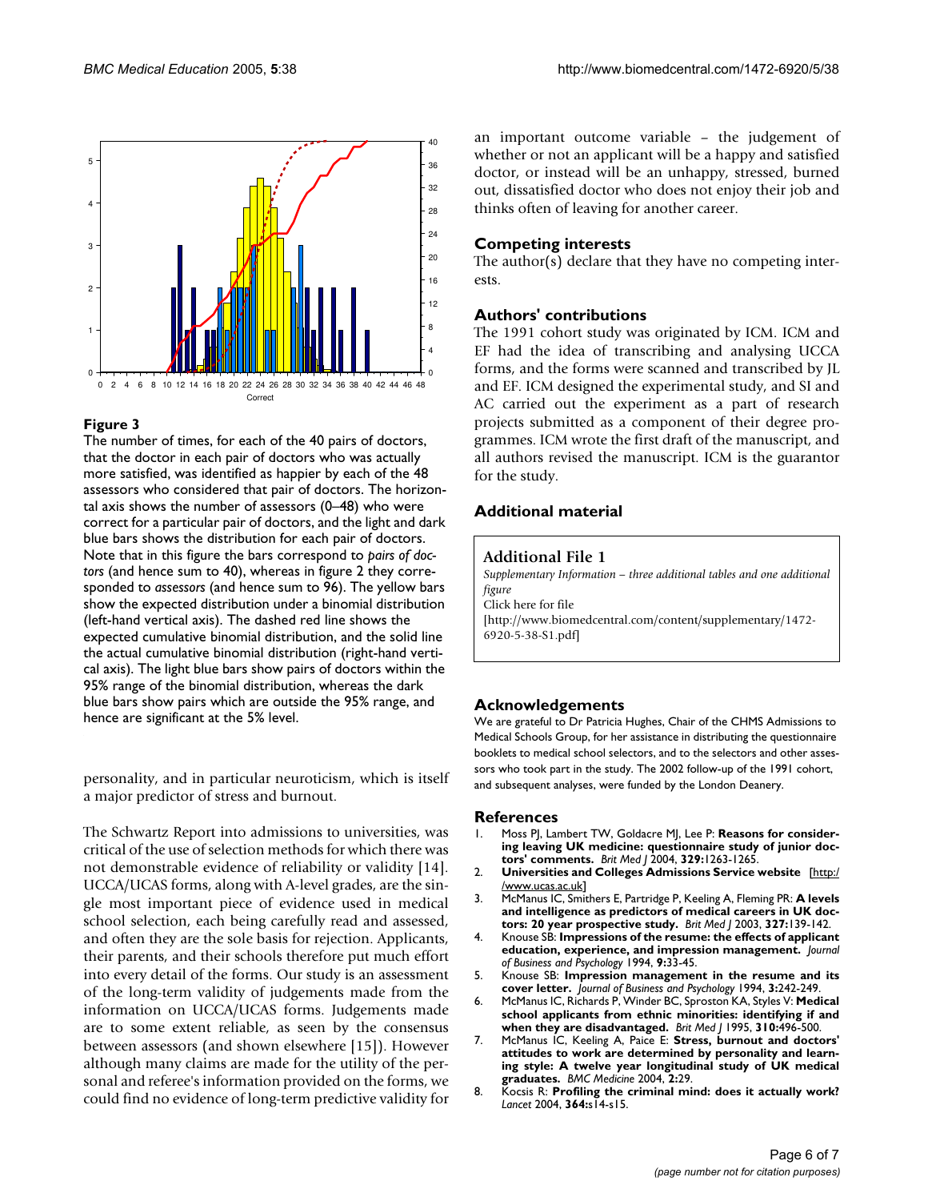**Figure 3**

The number of times, for each of the 40 pairs of doctors, that the doctor in each pair of doctors who was actually more satisfied, was identified as happier by each of the 48 assessors who considered that pair of doctors. The horizontal axis shows the number of assessors (0–48) who were correct for a particular pair of doctors, and the light and dark blue bars shows the distribution for each pair of doctors. Note that in this figure the bars correspond to *pairs of doctors* (and hence sum to 40), whereas in figure 2 they corresponded to *assessors* (and hence sum to 96). The yellow bars show the expected distribution under a binomial distribution (left-hand vertical axis). The dashed red line shows the expected cumulative binomial distribution, and the solid line the actual cumulative binomial distribution (right-hand vertical axis). The light blue bars show pairs of doctors within the 95% range of the binomial distribution, whereas the dark blue bars show pairs which are outside the 95% range, and hence are significant at the 5% level.

personality, and in particular neuroticism, which is itself a major predictor of stress and burnout.

The Schwartz Report into admissions to universities, was critical of the use of selection methods for which there was not demonstrable evidence of reliability or validity [14]. UCCA/UCAS forms, along with A-level grades, are the single most important piece of evidence used in medical school selection, each being carefully read and assessed, and often they are the sole basis for rejection. Applicants, their parents, and their schools therefore put much effort into every detail of the forms. Our study is an assessment of the long-term validity of judgements made from the information on UCCA/UCAS forms. Judgements made are to some extent reliable, as seen by the consensus between assessors (and shown elsewhere [15]). However although many claims are made for the utility of the personal and referee's information provided on the forms, we could find no evidence of long-term predictive validity for an important outcome variable – the judgement of whether or not an applicant will be a happy and satisfied doctor, or instead will be an unhappy, stressed, burned out, dissatisfied doctor who does not enjoy their job and thinks often of leaving for another career.

## Competing interests

The author(s) declare that they have no competing interests.

## Authors' contributions

The 1991 cohort study was originated by ICM. ICM and EF had the idea of transcribing and analysing UCCA forms, and the forms were scanned and transcribed by JL and EF. ICM designed the experimental study, and SI and AC carried out the experiment as a part of research projects submitted as a component of their degree programmes. ICM wrote the first draft of the manuscript, and all authors revised the manuscript. ICM is the guarantor for the study.

## Additional material

**Additional File 1**

*Supplementary Information – three additional tables and one additional figure*

Click here for file

[http://www.biomedcentral.com/content/supplementary/1472-6920-5-38-S1.pdf]

## Acknowledgements

We are grateful to Dr Patricia Hughes, Chair of the CHMS Admissions to Medical Schools Group, for her assistance in distributing the questionnaire booklets to medical school selectors, and to the selectors and other assessors who took part in the study. The 2002 follow-up of the 1991 cohort, and subsequent analyses, were funded by the London Deanery.

## References

1. Moss PJ, Lambert TW, Goldacre MJ, Lee P: **Reasons for considering leaving UK medicine: questionnaire study of junior doctors' comments.** *Brit Med J* 2004, **329:**1263-1265.
2. **Universities and Colleges Admissions Service website** [http://www.ucas.ac.uk]
3. McManus IC, Smithers E, Partridge P, Keeling A, Fleming PR: **A levels and intelligence as predictors of medical careers in UK doctors: 20 year prospective study.** *Brit Med J* 2003, **327:**139-142.
4. Knouse SB: **Impressions of the resume: the effects of applicant education, experience, and impression management.** *Journal of Business and Psychology* 1994, **9:**33-45.
5. Knouse SB: **Impression management in the resume and its cover letter.** *Journal of Business and Psychology* 1994, **3:**242-249.
6. McManus IC, Richards P, Winder BC, Sproston KA, Styles V: **Medical school applicants from ethnic minorities: identifying if and when they are disadvantaged.** *Brit Med J* 1995, **310:**496-500.
7. McManus IC, Keeling A, Paice E: **Stress, burnout and doctors' attitudes to work are determined by personality and learning style: A twelve year longitudinal study of UK medical graduates.** *BMC Medicine* 2004, **2:**29.
8. Kocsis R: **Profiling the criminal mind: does it actually work?** *Lancet* 2004, **364:**s14-s15.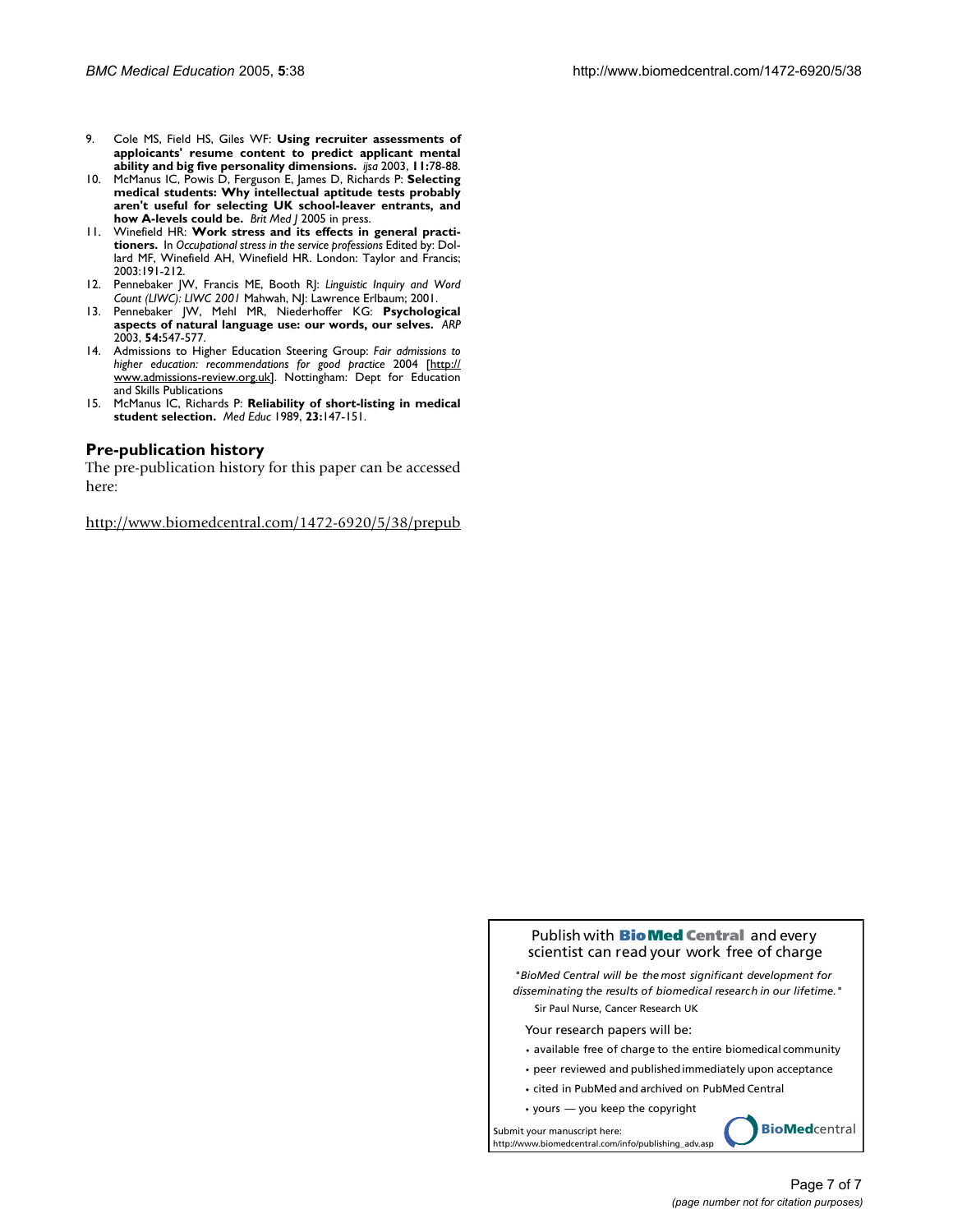9. Cole MS, Field HS, Giles WF: **Using recruiter assessments of apploicants' resume content to predict applicant mental ability and big five personality dimensions.** *ijsa* 2003, **11:**78-88.
10. McManus IC, Powis D, Ferguson E, James D, Richards P: **Selecting medical students: Why intellectual aptitude tests probably aren't useful for selecting UK school-leaver entrants, and how A-levels could be.** *Brit Med J* 2005 in press.
11. Winefield HR: **Work stress and its effects in general practitioners.** In *Occupational stress in the service professions* Edited by: Dollard MF, Winefield AH, Winefield HR. London: Taylor and Francis; 2003:191-212.
12. Pennebaker JW, Francis ME, Booth RJ: *Linguistic Inquiry and Word Count (LIWC): LIWC 2001* Mahwah, NJ: Lawrence Erlbaum; 2001.
13. Pennebaker JW, Mehl MR, Niederhoffer KG: **Psychological aspects of natural language use: our words, our selves.** *ARP* 2003, **54:**547-577.
14. Admissions to Higher Education Steering Group: *Fair admissions to higher education: recommendations for good practice* 2004 [http://www.admissions-review.org.uk]. Nottingham: Dept for Education and Skills Publications
15. McManus IC, Richards P: **Reliability of short-listing in medical student selection.** *Med Educ* 1989, **23:**147-151.

## Pre-publication history

The pre-publication history for this paper can be accessed here:

http://www.biomedcentral.com/1472-6920/5/38/prepub

Publish with **BioMed Central** and every scientist can read your work free of charge

*"BioMed Central will be the most significant development for disseminating the results of biomedical research in our lifetime."*

Sir Paul Nurse, Cancer Research UK

Your research papers will be:

- available free of charge to the entire biomedical community
- peer reviewed and published immediately upon acceptance
- cited in PubMed and archived on PubMed Central
- yours — you keep the copyright

Submit your manuscript here:
http://www.biomedcentral.com/info/publishing_adv.asp

**BioMed**central